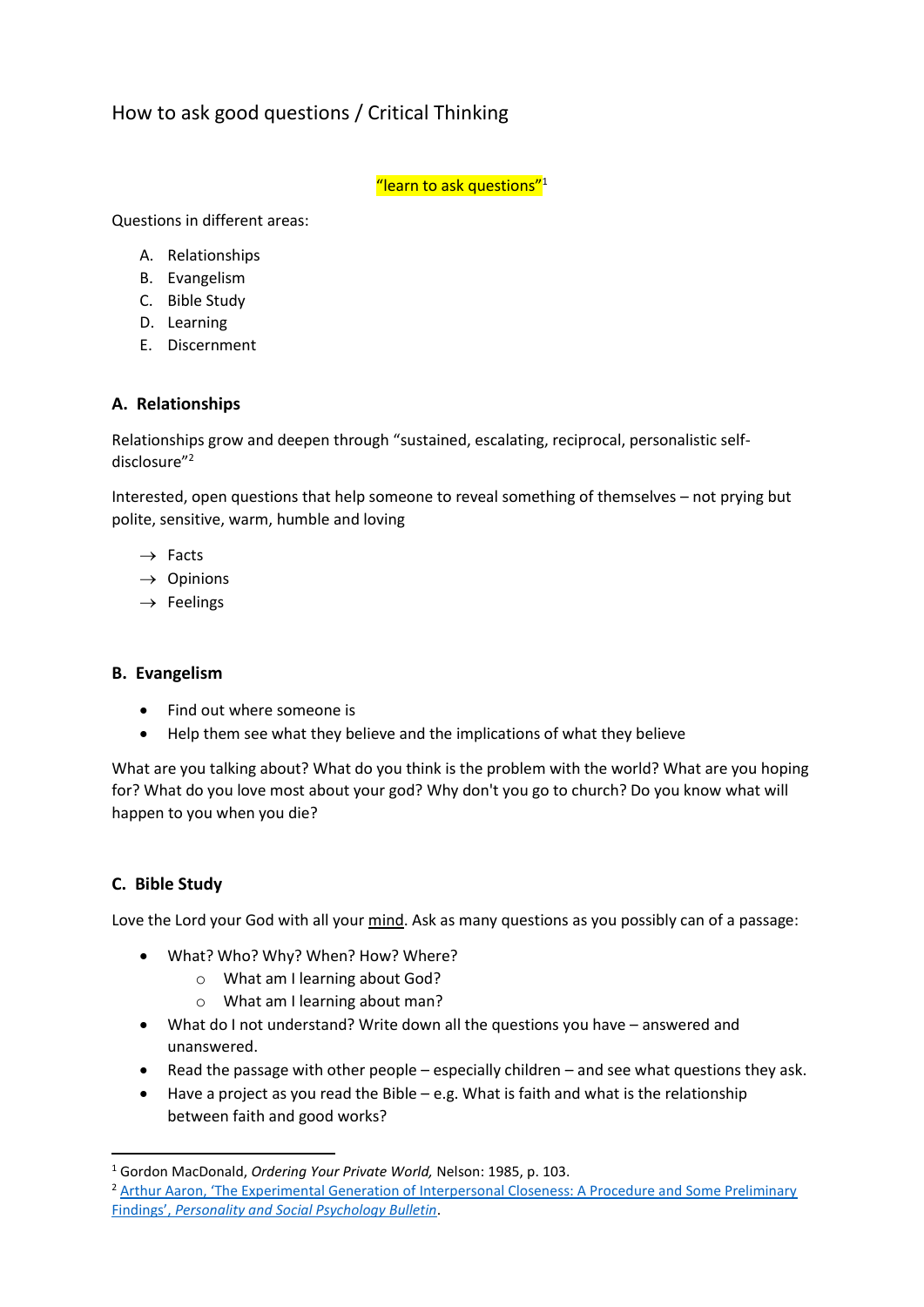# How to ask good questions / Critical Thinking

"learn to ask questions"[1]

Questions in different areas:

A. Relationships
B. Evangelism
C. Bible Study
D. Learning
E. Discernment

## A. Relationships

Relationships grow and deepen through "sustained, escalating, reciprocal, personalistic self-disclosure"[2]

Interested, open questions that help someone to reveal something of themselves – not prying but polite, sensitive, warm, humble and loving

→ Facts
→ Opinions
→ Feelings

## B. Evangelism

- Find out where someone is
- Help them see what they believe and the implications of what they believe

What are you talking about? What do you think is the problem with the world? What are you hoping for? What do you love most about your god? Why don't you go to church? Do you know what will happen to you when you die?

## C. Bible Study

Love the Lord your God with all your mind. Ask as many questions as you possibly can of a passage:

- What? Who? Why? When? How? Where?
  - What am I learning about God?
  - What am I learning about man?
- What do I not understand? Write down all the questions you have – answered and unanswered.
- Read the passage with other people – especially children – and see what questions they ask.
- Have a project as you read the Bible – e.g. What is faith and what is the relationship between faith and good works?

---

[1] Gordon MacDonald, *Ordering Your Private World,* Nelson: 1985, p. 103.

[2] Arthur Aaron, 'The Experimental Generation of Interpersonal Closeness: A Procedure and Some Preliminary Findings', *Personality and Social Psychology Bulletin*.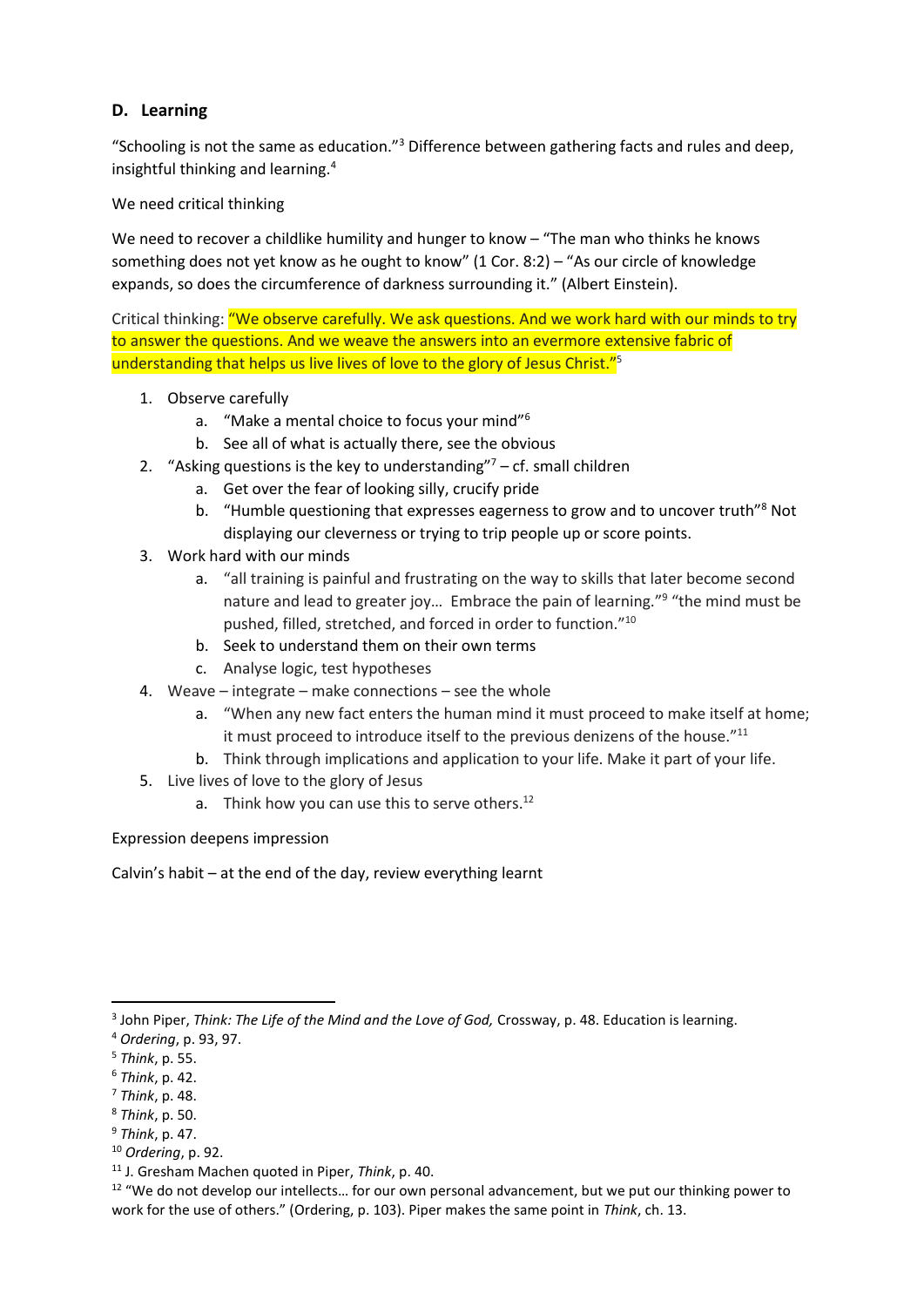## D. Learning

"Schooling is not the same as education."[3] Difference between gathering facts and rules and deep, insightful thinking and learning.[4]

We need critical thinking

We need to recover a childlike humility and hunger to know – "The man who thinks he knows something does not yet know as he ought to know" (1 Cor. 8:2) – "As our circle of knowledge expands, so does the circumference of darkness surrounding it." (Albert Einstein).

Critical thinking: "We observe carefully. We ask questions. And we work hard with our minds to try to answer the questions. And we weave the answers into an evermore extensive fabric of understanding that helps us live lives of love to the glory of Jesus Christ."[5]

1. Observe carefully
   a. "Make a mental choice to focus your mind"[6]
   b. See all of what is actually there, see the obvious
2. "Asking questions is the key to understanding"[7] – cf. small children
   a. Get over the fear of looking silly, crucify pride
   b. "Humble questioning that expresses eagerness to grow and to uncover truth"[8] Not displaying our cleverness or trying to trip people up or score points.
3. Work hard with our minds
   a. "all training is painful and frustrating on the way to skills that later become second nature and lead to greater joy… Embrace the pain of learning."[9] "the mind must be pushed, filled, stretched, and forced in order to function."[10]
   b. Seek to understand them on their own terms
   c. Analyse logic, test hypotheses
4. Weave – integrate – make connections – see the whole
   a. "When any new fact enters the human mind it must proceed to make itself at home; it must proceed to introduce itself to the previous denizens of the house."[11]
   b. Think through implications and application to your life. Make it part of your life.
5. Live lives of love to the glory of Jesus
   a. Think how you can use this to serve others.[12]

Expression deepens impression

Calvin's habit – at the end of the day, review everything learnt

---

[3] John Piper, *Think: The Life of the Mind and the Love of God,* Crossway, p. 48. Education is learning.

[4] *Ordering*, p. 93, 97.

[5] *Think*, p. 55.

[6] *Think*, p. 42.

[7] *Think*, p. 48.

[8] *Think*, p. 50.

[9] *Think*, p. 47.

[10] *Ordering*, p. 92.

[11] J. Gresham Machen quoted in Piper, *Think*, p. 40.

[12] "We do not develop our intellects… for our own personal advancement, but we put our thinking power to work for the use of others." (Ordering, p. 103). Piper makes the same point in *Think*, ch. 13.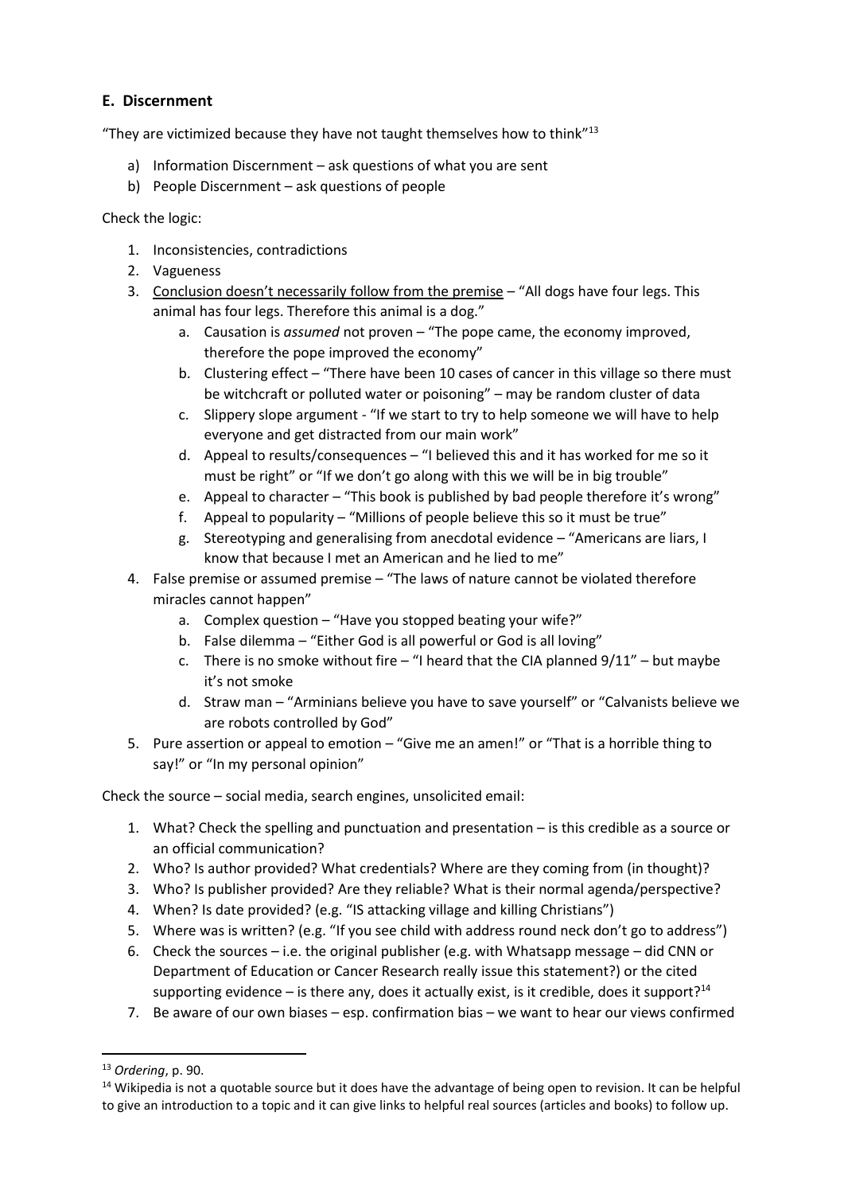### E. Discernment

"They are victimized because they have not taught themselves how to think"[13]

a) Information Discernment – ask questions of what you are sent
b) People Discernment – ask questions of people

Check the logic:

1. Inconsistencies, contradictions
2. Vagueness
3. <u>Conclusion doesn't necessarily follow from the premise</u> – "All dogs have four legs. This animal has four legs. Therefore this animal is a dog."
   a. Causation is *assumed* not proven – "The pope came, the economy improved, therefore the pope improved the economy"
   b. Clustering effect – "There have been 10 cases of cancer in this village so there must be witchcraft or polluted water or poisoning" – may be random cluster of data
   c. Slippery slope argument - "If we start to try to help someone we will have to help everyone and get distracted from our main work"
   d. Appeal to results/consequences – "I believed this and it has worked for me so it must be right" or "If we don't go along with this we will be in big trouble"
   e. Appeal to character – "This book is published by bad people therefore it's wrong"
   f. Appeal to popularity – "Millions of people believe this so it must be true"
   g. Stereotyping and generalising from anecdotal evidence – "Americans are liars, I know that because I met an American and he lied to me"
4. False premise or assumed premise – "The laws of nature cannot be violated therefore miracles cannot happen"
   a. Complex question – "Have you stopped beating your wife?"
   b. False dilemma – "Either God is all powerful or God is all loving"
   c. There is no smoke without fire – "I heard that the CIA planned 9/11" – but maybe it's not smoke
   d. Straw man – "Arminians believe you have to save yourself" or "Calvanists believe we are robots controlled by God"
5. Pure assertion or appeal to emotion – "Give me an amen!" or "That is a horrible thing to say!" or "In my personal opinion"

Check the source – social media, search engines, unsolicited email:

1. What? Check the spelling and punctuation and presentation – is this credible as a source or an official communication?
2. Who? Is author provided? What credentials? Where are they coming from (in thought)?
3. Who? Is publisher provided? Are they reliable? What is their normal agenda/perspective?
4. When? Is date provided? (e.g. "IS attacking village and killing Christians")
5. Where was is written? (e.g. "If you see child with address round neck don't go to address")
6. Check the sources – i.e. the original publisher (e.g. with Whatsapp message – did CNN or Department of Education or Cancer Research really issue this statement?) or the cited supporting evidence – is there any, does it actually exist, is it credible, does it support?[14]
7. Be aware of our own biases – esp. confirmation bias – we want to hear our views confirmed

---

[13] *Ordering*, p. 90.

[14] Wikipedia is not a quotable source but it does have the advantage of being open to revision. It can be helpful to give an introduction to a topic and it can give links to helpful real sources (articles and books) to follow up.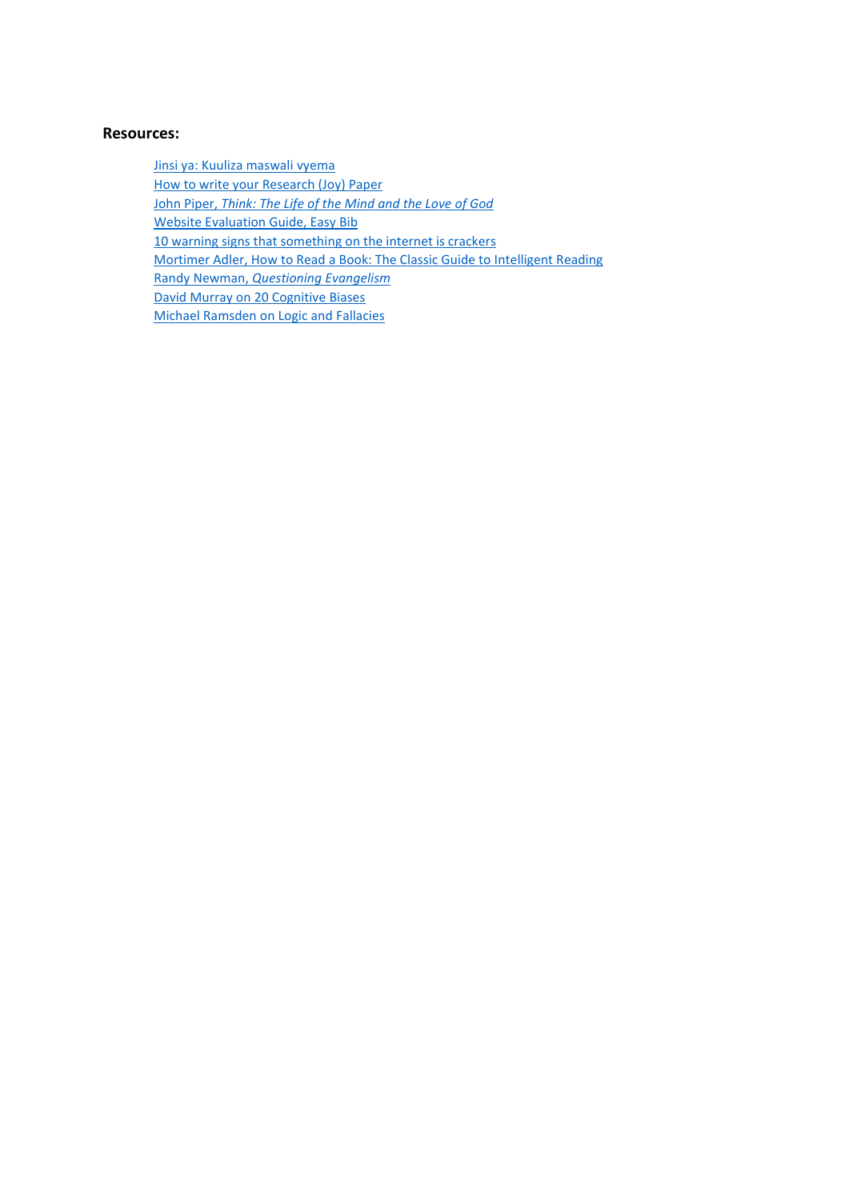**Resources:**

- Jinsi ya: Kuuliza maswali vyema
- How to write your Research (Joy) Paper
- John Piper, *Think: The Life of the Mind and the Love of God*
- Website Evaluation Guide, Easy Bib
- 10 warning signs that something on the internet is crackers
- Mortimer Adler, How to Read a Book: The Classic Guide to Intelligent Reading
- Randy Newman, *Questioning Evangelism*
- David Murray on 20 Cognitive Biases
- Michael Ramsden on Logic and Fallacies